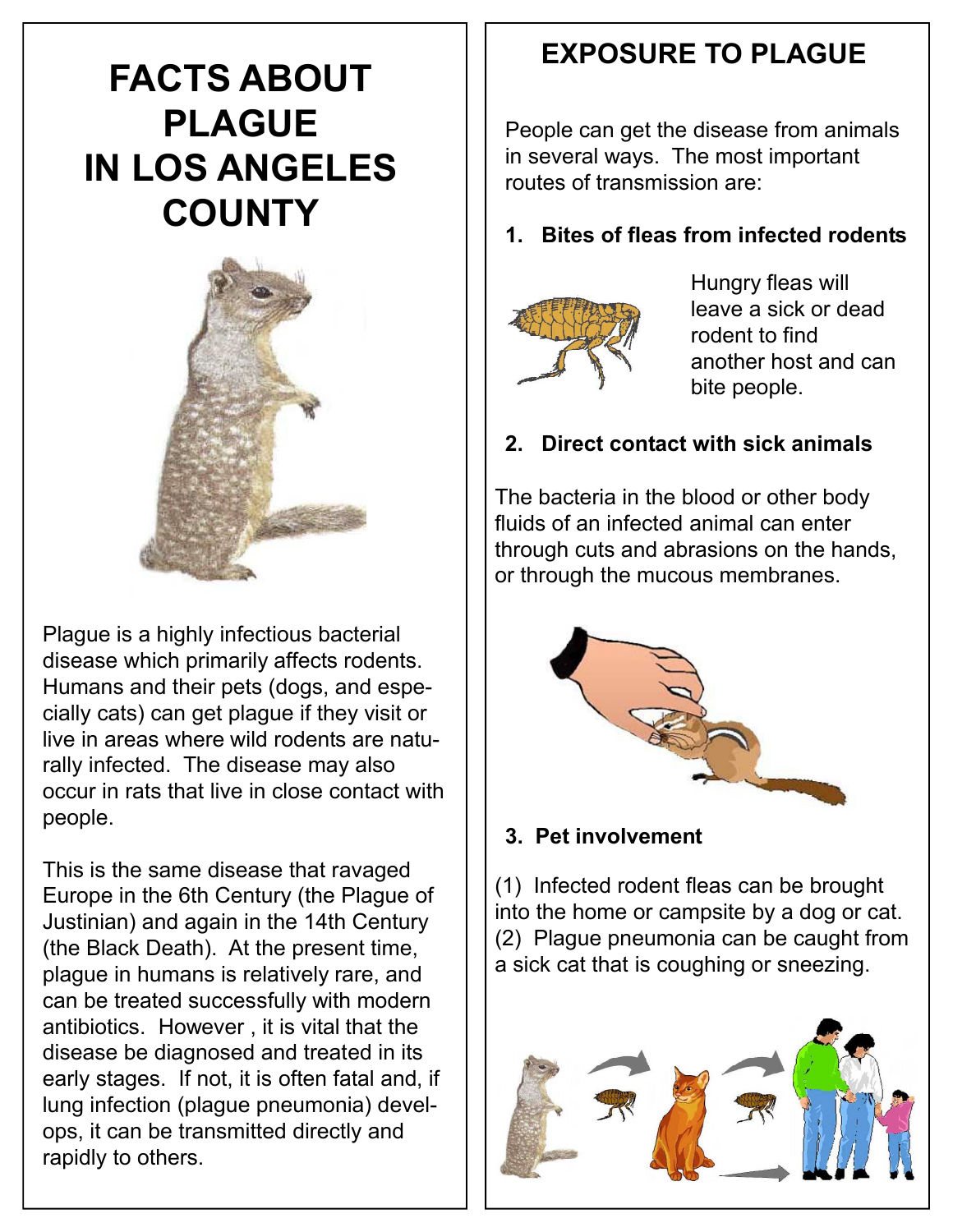# FACTS ABOUT PLAGUE IN LOS ANGELES COUNTY

Plague is a highly infectious bacterial disease which primarily affects rodents. Humans and their pets (dogs, and especially cats) can get plague if they visit or live in areas where wild rodents are naturally infected. The disease may also occur in rats that live in close contact with people.

This is the same disease that ravaged Europe in the 6th Century (the Plague of Justinian) and again in the 14th Century (the Black Death). At the present time, plague in humans is relatively rare, and can be treated successfully with modern antibiotics. However , it is vital that the disease be diagnosed and treated in its early stages. If not, it is often fatal and, if lung infection (plague pneumonia) develops, it can be transmitted directly and rapidly to others.

## EXPOSURE TO PLAGUE

People can get the disease from animals in several ways. The most important routes of transmission are:

### 1. Bites of fleas from infected rodents

Hungry fleas will leave a sick or dead rodent to find another host and can bite people.

### 2. Direct contact with sick animals

The bacteria in the blood or other body fluids of an infected animal can enter through cuts and abrasions on the hands, or through the mucous membranes.

### 3. Pet involvement

(1) Infected rodent fleas can be brought into the home or campsite by a dog or cat.
(2) Plague pneumonia can be caught from a sick cat that is coughing or sneezing.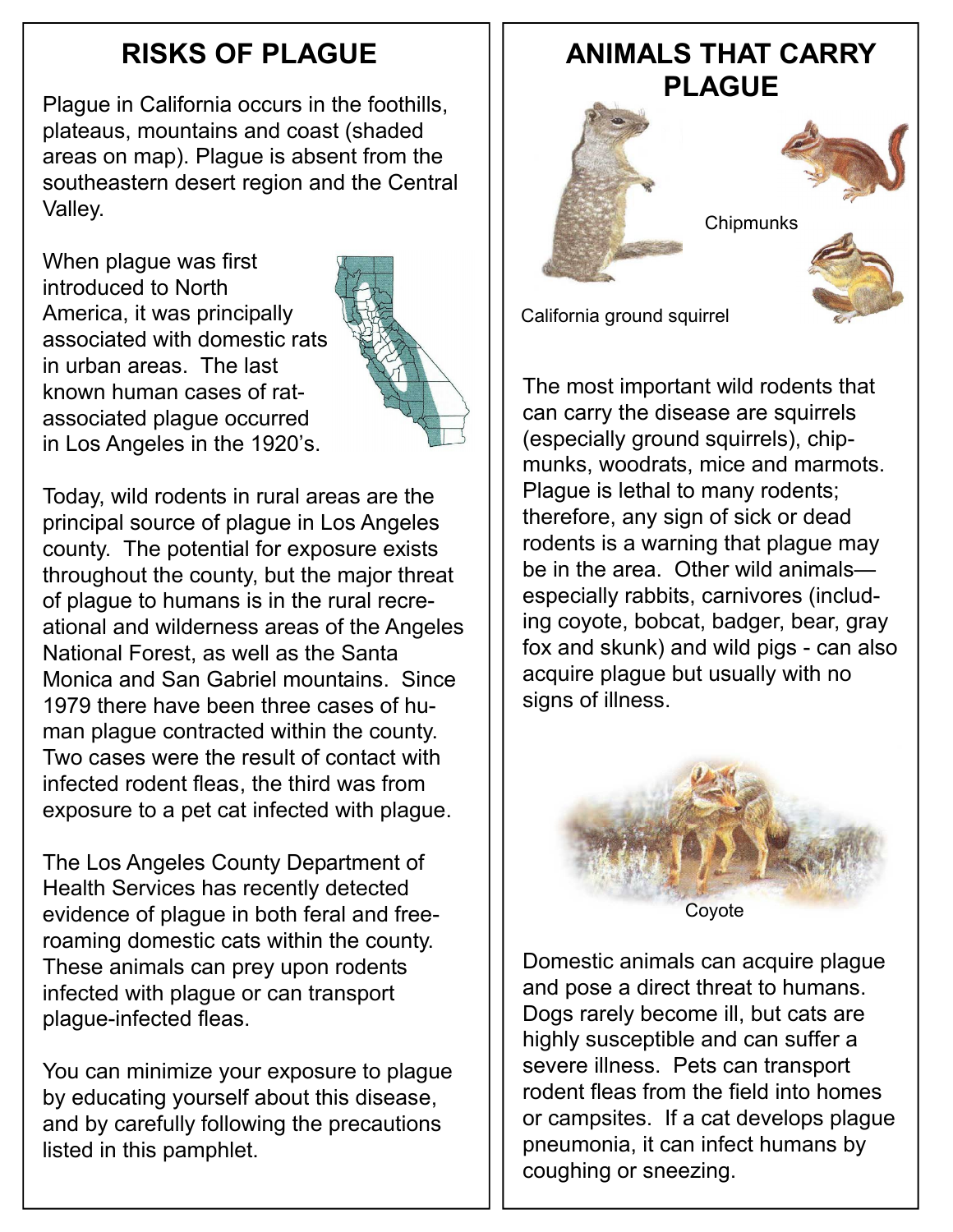## RISKS OF PLAGUE

Plague in California occurs in the foothills, plateaus, mountains and coast (shaded areas on map). Plague is absent from the southeastern desert region and the Central Valley.

When plague was first introduced to North America, it was principally associated with domestic rats in urban areas. The last known human cases of rat-associated plague occurred in Los Angeles in the 1920's.

Today, wild rodents in rural areas are the principal source of plague in Los Angeles county. The potential for exposure exists throughout the county, but the major threat of plague to humans is in the rural recreational and wilderness areas of the Angeles National Forest, as well as the Santa Monica and San Gabriel mountains. Since 1979 there have been three cases of human plague contracted within the county. Two cases were the result of contact with infected rodent fleas, the third was from exposure to a pet cat infected with plague.

The Los Angeles County Department of Health Services has recently detected evidence of plague in both feral and free-roaming domestic cats within the county. These animals can prey upon rodents infected with plague or can transport plague-infected fleas.

You can minimize your exposure to plague by educating yourself about this disease, and by carefully following the precautions listed in this pamphlet.

## ANIMALS THAT CARRY PLAGUE

Chipmunks

California ground squirrel

The most important wild rodents that can carry the disease are squirrels (especially ground squirrels), chipmunks, woodrats, mice and marmots. Plague is lethal to many rodents; therefore, any sign of sick or dead rodents is a warning that plague may be in the area. Other wild animals—especially rabbits, carnivores (including coyote, bobcat, badger, bear, gray fox and skunk) and wild pigs - can also acquire plague but usually with no signs of illness.

Coyote

Domestic animals can acquire plague and pose a direct threat to humans. Dogs rarely become ill, but cats are highly susceptible and can suffer a severe illness. Pets can transport rodent fleas from the field into homes or campsites. If a cat develops plague pneumonia, it can infect humans by coughing or sneezing.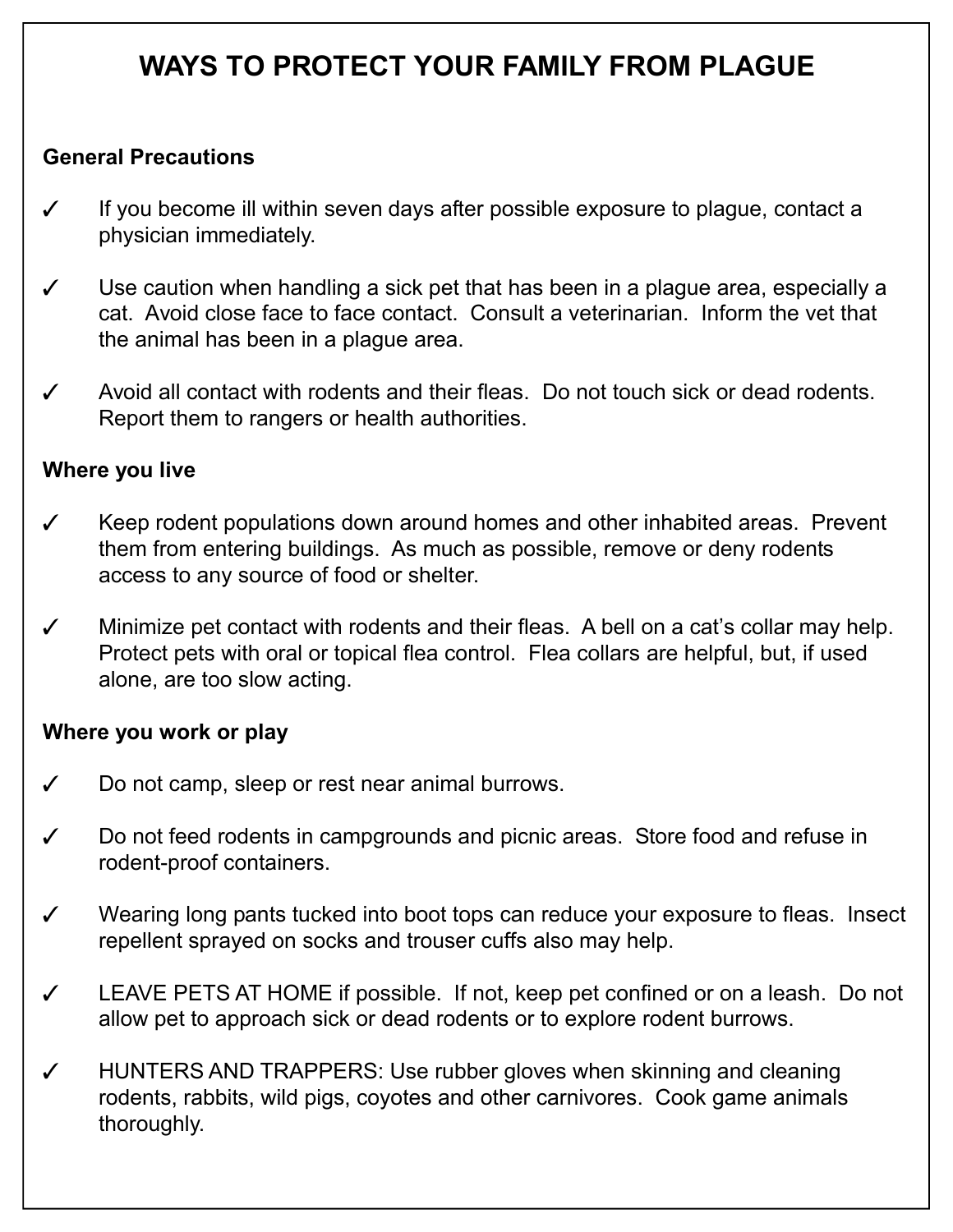# WAYS TO PROTECT YOUR FAMILY FROM PLAGUE

**General Precautions**

- ✓ If you become ill within seven days after possible exposure to plague, contact a physician immediately.
- ✓ Use caution when handling a sick pet that has been in a plague area, especially a cat. Avoid close face to face contact. Consult a veterinarian. Inform the vet that the animal has been in a plague area.
- ✓ Avoid all contact with rodents and their fleas. Do not touch sick or dead rodents. Report them to rangers or health authorities.

**Where you live**

- ✓ Keep rodent populations down around homes and other inhabited areas. Prevent them from entering buildings. As much as possible, remove or deny rodents access to any source of food or shelter.
- ✓ Minimize pet contact with rodents and their fleas. A bell on a cat's collar may help. Protect pets with oral or topical flea control. Flea collars are helpful, but, if used alone, are too slow acting.

**Where you work or play**

- ✓ Do not camp, sleep or rest near animal burrows.
- ✓ Do not feed rodents in campgrounds and picnic areas. Store food and refuse in rodent-proof containers.
- ✓ Wearing long pants tucked into boot tops can reduce your exposure to fleas. Insect repellent sprayed on socks and trouser cuffs also may help.
- ✓ LEAVE PETS AT HOME if possible. If not, keep pet confined or on a leash. Do not allow pet to approach sick or dead rodents or to explore rodent burrows.
- ✓ HUNTERS AND TRAPPERS: Use rubber gloves when skinning and cleaning rodents, rabbits, wild pigs, coyotes and other carnivores. Cook game animals thoroughly.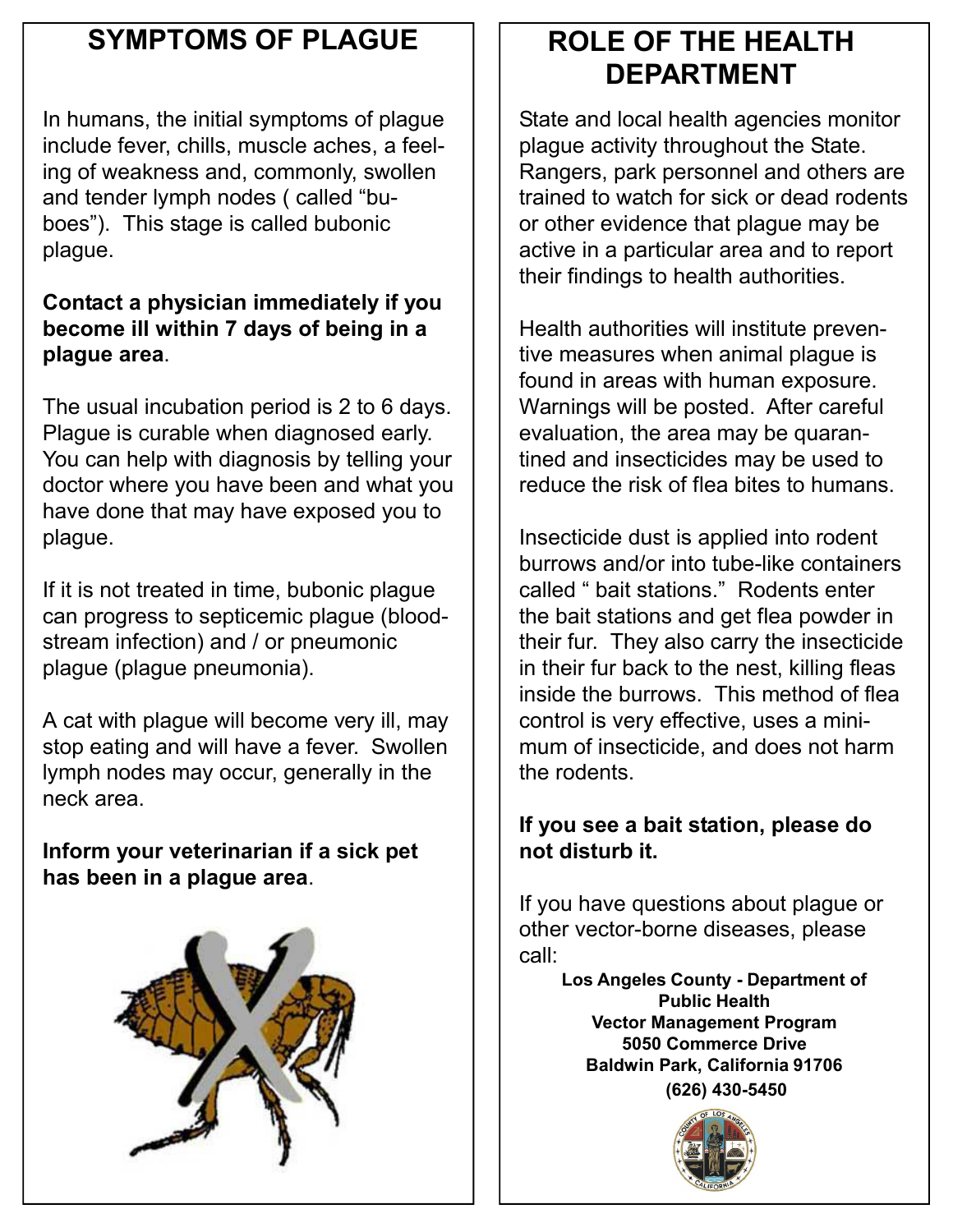## SYMPTOMS OF PLAGUE

In humans, the initial symptoms of plague include fever, chills, muscle aches, a feeling of weakness and, commonly, swollen and tender lymph nodes ( called "buboes"). This stage is called bubonic plague.

**Contact a physician immediately if you become ill within 7 days of being in a plague area**.

The usual incubation period is 2 to 6 days. Plague is curable when diagnosed early. You can help with diagnosis by telling your doctor where you have been and what you have done that may have exposed you to plague.

If it is not treated in time, bubonic plague can progress to septicemic plague (bloodstream infection) and / or pneumonic plague (plague pneumonia).

A cat with plague will become very ill, may stop eating and will have a fever. Swollen lymph nodes may occur, generally in the neck area.

**Inform your veterinarian if a sick pet has been in a plague area**.

## ROLE OF THE HEALTH DEPARTMENT

State and local health agencies monitor plague activity throughout the State. Rangers, park personnel and others are trained to watch for sick or dead rodents or other evidence that plague may be active in a particular area and to report their findings to health authorities.

Health authorities will institute preventive measures when animal plague is found in areas with human exposure. Warnings will be posted. After careful evaluation, the area may be quarantined and insecticides may be used to reduce the risk of flea bites to humans.

Insecticide dust is applied into rodent burrows and/or into tube-like containers called " bait stations." Rodents enter the bait stations and get flea powder in their fur. They also carry the insecticide in their fur back to the nest, killing fleas inside the burrows. This method of flea control is very effective, uses a minimum of insecticide, and does not harm the rodents.

**If you see a bait station, please do not disturb it.**

If you have questions about plague or other vector-borne diseases, please call:

**Los Angeles County - Department of Public Health**
**Vector Management Program**
**5050 Commerce Drive**
**Baldwin Park, California 91706**
**(626) 430-5450**